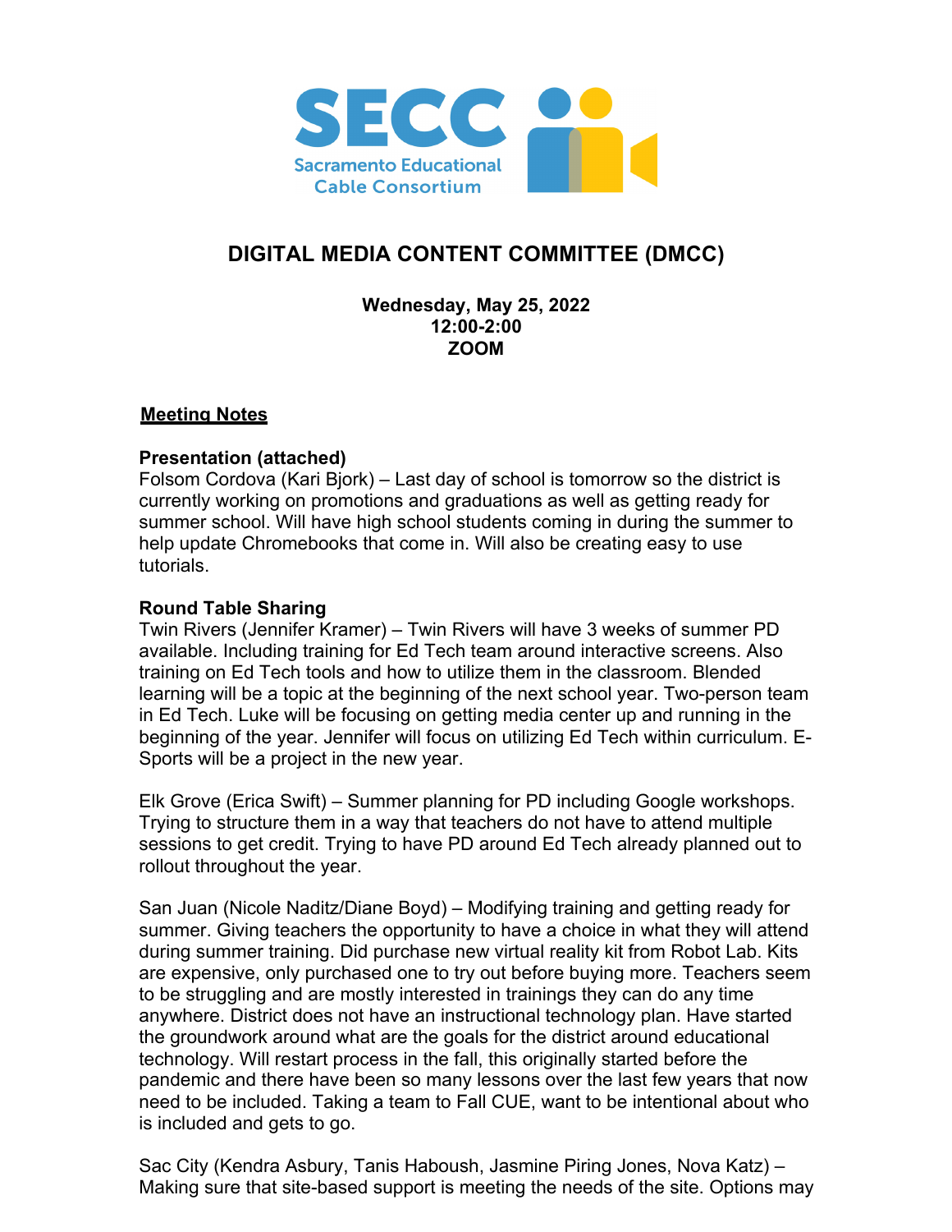SECC

Sacramento Educational Cable Consortium

# DIGITAL MEDIA CONTENT COMMITTEE (DMCC)

**Wednesday, May 25, 2022**
**12:00-2:00**
**ZOOM**

## Meeting Notes

**Presentation (attached)**
Folsom Cordova (Kari Bjork) – Last day of school is tomorrow so the district is currently working on promotions and graduations as well as getting ready for summer school. Will have high school students coming in during the summer to help update Chromebooks that come in. Will also be creating easy to use tutorials.

**Round Table Sharing**
Twin Rivers (Jennifer Kramer) – Twin Rivers will have 3 weeks of summer PD available. Including training for Ed Tech team around interactive screens. Also training on Ed Tech tools and how to utilize them in the classroom. Blended learning will be a topic at the beginning of the next school year. Two-person team in Ed Tech. Luke will be focusing on getting media center up and running in the beginning of the year. Jennifer will focus on utilizing Ed Tech within curriculum. E-Sports will be a project in the new year.

Elk Grove (Erica Swift) – Summer planning for PD including Google workshops. Trying to structure them in a way that teachers do not have to attend multiple sessions to get credit. Trying to have PD around Ed Tech already planned out to rollout throughout the year.

San Juan (Nicole Naditz/Diane Boyd) – Modifying training and getting ready for summer. Giving teachers the opportunity to have a choice in what they will attend during summer training. Did purchase new virtual reality kit from Robot Lab. Kits are expensive, only purchased one to try out before buying more. Teachers seem to be struggling and are mostly interested in trainings they can do any time anywhere. District does not have an instructional technology plan. Have started the groundwork around what are the goals for the district around educational technology. Will restart process in the fall, this originally started before the pandemic and there have been so many lessons over the last few years that now need to be included. Taking a team to Fall CUE, want to be intentional about who is included and gets to go.

Sac City (Kendra Asbury, Tanis Haboush, Jasmine Piring Jones, Nova Katz) – Making sure that site-based support is meeting the needs of the site. Options may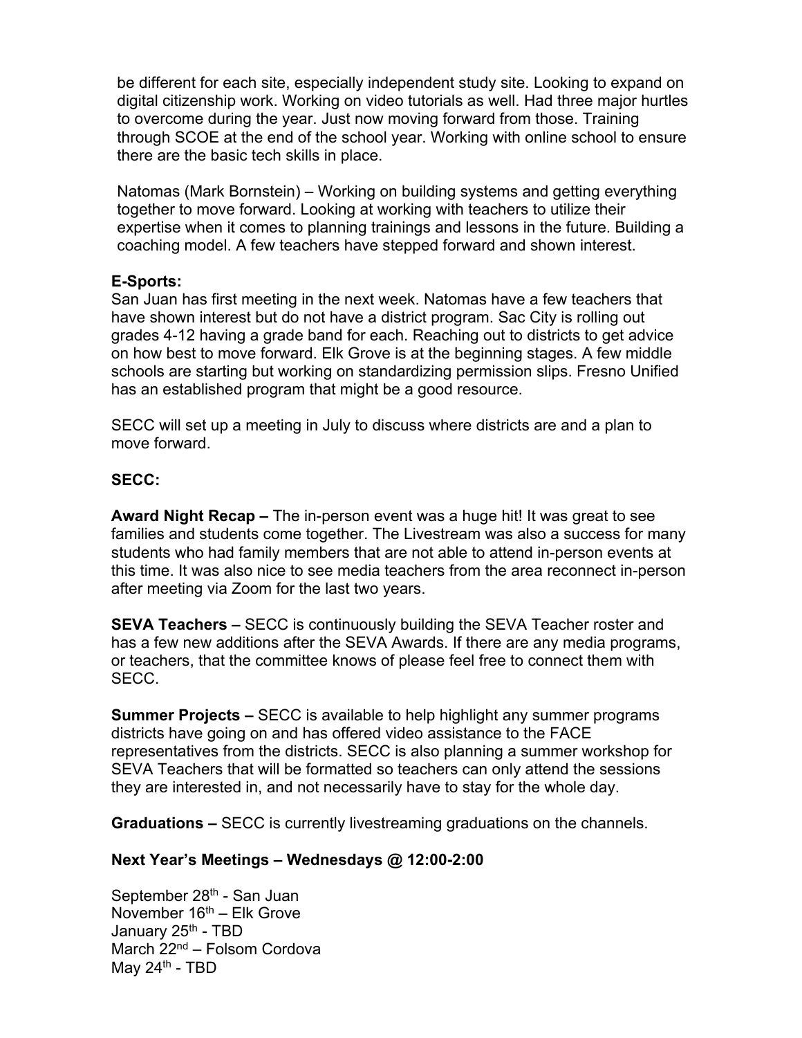be different for each site, especially independent study site. Looking to expand on digital citizenship work. Working on video tutorials as well. Had three major hurtles to overcome during the year. Just now moving forward from those. Training through SCOE at the end of the school year. Working with online school to ensure there are the basic tech skills in place.

Natomas (Mark Bornstein) – Working on building systems and getting everything together to move forward. Looking at working with teachers to utilize their expertise when it comes to planning trainings and lessons in the future. Building a coaching model. A few teachers have stepped forward and shown interest.

**E-Sports:**

San Juan has first meeting in the next week. Natomas have a few teachers that have shown interest but do not have a district program. Sac City is rolling out grades 4-12 having a grade band for each. Reaching out to districts to get advice on how best to move forward. Elk Grove is at the beginning stages. A few middle schools are starting but working on standardizing permission slips. Fresno Unified has an established program that might be a good resource.

SECC will set up a meeting in July to discuss where districts are and a plan to move forward.

**SECC:**

**Award Night Recap –** The in-person event was a huge hit! It was great to see families and students come together. The Livestream was also a success for many students who had family members that are not able to attend in-person events at this time. It was also nice to see media teachers from the area reconnect in-person after meeting via Zoom for the last two years.

**SEVA Teachers –** SECC is continuously building the SEVA Teacher roster and has a few new additions after the SEVA Awards. If there are any media programs, or teachers, that the committee knows of please feel free to connect them with SECC.

**Summer Projects –** SECC is available to help highlight any summer programs districts have going on and has offered video assistance to the FACE representatives from the districts. SECC is also planning a summer workshop for SEVA Teachers that will be formatted so teachers can only attend the sessions they are interested in, and not necessarily have to stay for the whole day.

**Graduations –** SECC is currently livestreaming graduations on the channels.

**Next Year's Meetings – Wednesdays @ 12:00-2:00**

September 28th - San Juan
November 16th – Elk Grove
January 25th - TBD
March 22nd – Folsom Cordova
May 24th - TBD